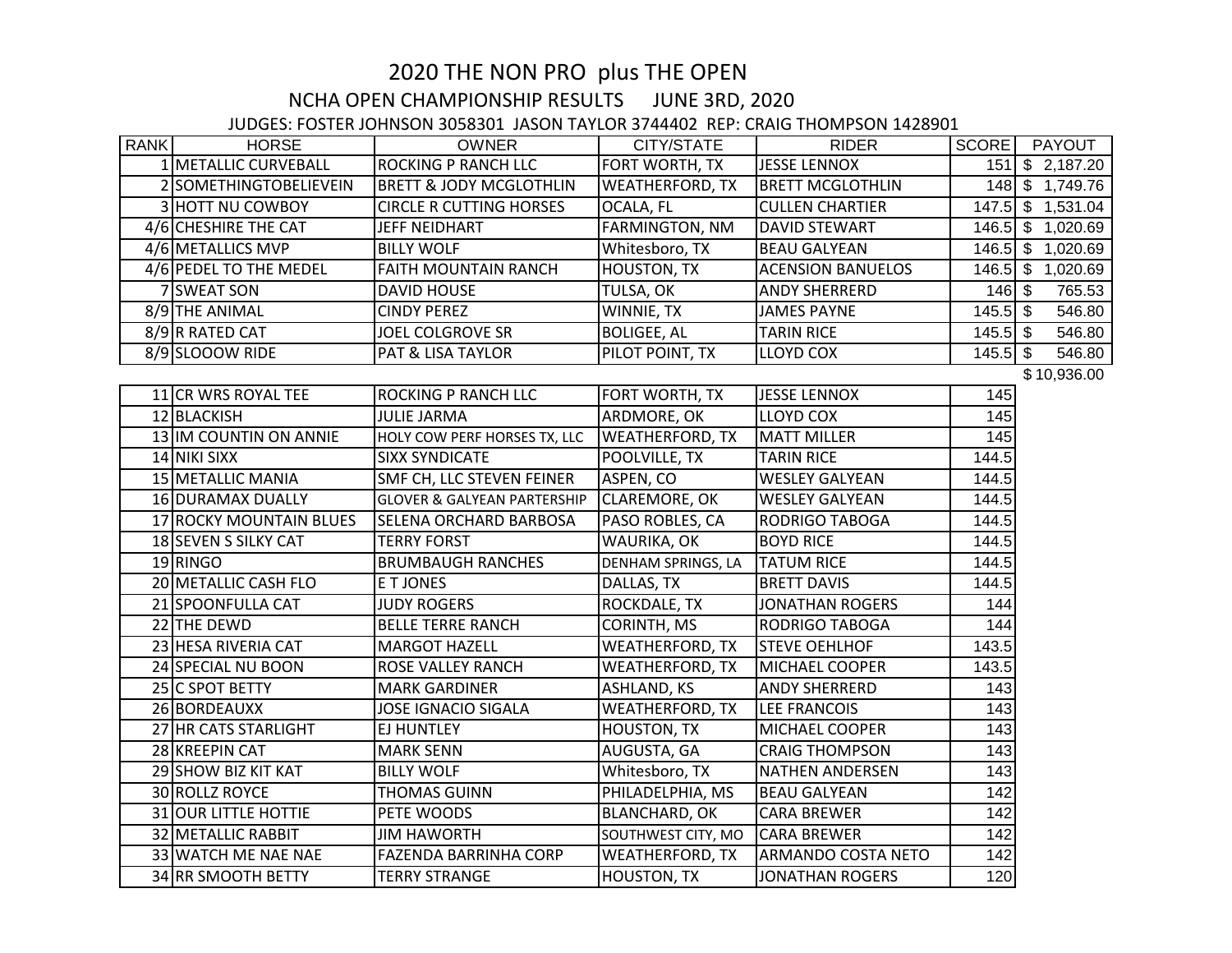# 2020 THE NON PRO plus THE OPEN

## NCHA OPEN CHAMPIONSHIP RESULTS JUNE 3RD, 2020

JUDGES: FOSTER JOHNSON 3058301 JASON TAYLOR 3744402 REP: CRAIG THOMPSON 1428901

| RANK | HORSE | OWNER | CITY/STATE | RIDER | SCORE | PAYOUT |
|---|---|---|---|---|---|---|
| 1 | METALLIC CURVEBALL | ROCKING P RANCH LLC | FORT WORTH, TX | JESSE LENNOX | 151 | $ 2,187.20 |
| 2 | SOMETHINGTOBELIEVEIN | BRETT & JODY MCGLOTHLIN | WEATHERFORD, TX | BRETT MCGLOTHLIN | 148 | $ 1,749.76 |
| 3 | HOTT NU COWBOY | CIRCLE R CUTTING HORSES | OCALA, FL | CULLEN CHARTIER | 147.5 | $ 1,531.04 |
| 4/6 | CHESHIRE THE CAT | JEFF NEIDHART | FARMINGTON, NM | DAVID STEWART | 146.5 | $ 1,020.69 |
| 4/6 | METALLICS MVP | BILLY WOLF | Whitesboro, TX | BEAU GALYEAN | 146.5 | $ 1,020.69 |
| 4/6 | PEDEL TO THE MEDEL | FAITH MOUNTAIN RANCH | HOUSTON, TX | ACENSION BANUELOS | 146.5 | $ 1,020.69 |
| 7 | SWEAT SON | DAVID HOUSE | TULSA, OK | ANDY SHERRERD | 146 | $ 765.53 |
| 8/9 | THE ANIMAL | CINDY PEREZ | WINNIE, TX | JAMES PAYNE | 145.5 | $ 546.80 |
| 8/9 | R RATED CAT | JOEL COLGROVE SR | BOLIGEE, AL | TARIN RICE | 145.5 | $ 546.80 |
| 8/9 | SLOOOW RIDE | PAT & LISA TAYLOR | PILOT POINT, TX | LLOYD COX | 145.5 | $ 546.80 |
| | | | | | | $ 10,936.00 |
| 11 | CR WRS ROYAL TEE | ROCKING P RANCH LLC | FORT WORTH, TX | JESSE LENNOX | 145 | |
| 12 | BLACKISH | JULIE JARMA | ARDMORE, OK | LLOYD COX | 145 | |
| 13 | IM COUNTIN ON ANNIE | HOLY COW PERF HORSES TX, LLC | WEATHERFORD, TX | MATT MILLER | 145 | |
| 14 | NIKI SIXX | SIXX SYNDICATE | POOLVILLE, TX | TARIN RICE | 144.5 | |
| 15 | METALLIC MANIA | SMF CH, LLC STEVEN FEINER | ASPEN, CO | WESLEY GALYEAN | 144.5 | |
| 16 | DURAMAX DUALLY | GLOVER & GALYEAN PARTERSHIP | CLAREMORE, OK | WESLEY GALYEAN | 144.5 | |
| 17 | ROCKY MOUNTAIN BLUES | SELENA ORCHARD BARBOSA | PASO ROBLES, CA | RODRIGO TABOGA | 144.5 | |
| 18 | SEVEN S SILKY CAT | TERRY FORST | WAURIKA, OK | BOYD RICE | 144.5 | |
| 19 | RINGO | BRUMBAUGH RANCHES | DENHAM SPRINGS, LA | TATUM RICE | 144.5 | |
| 20 | METALLIC CASH FLO | E T JONES | DALLAS, TX | BRETT DAVIS | 144.5 | |
| 21 | SPOONFULLA CAT | JUDY ROGERS | ROCKDALE, TX | JONATHAN ROGERS | 144 | |
| 22 | THE DEWD | BELLE TERRE RANCH | CORINTH, MS | RODRIGO TABOGA | 144 | |
| 23 | HESA RIVERIA CAT | MARGOT HAZELL | WEATHERFORD, TX | STEVE OEHLHOF | 143.5 | |
| 24 | SPECIAL NU BOON | ROSE VALLEY RANCH | WEATHERFORD, TX | MICHAEL COOPER | 143.5 | |
| 25 | C SPOT BETTY | MARK GARDINER | ASHLAND, KS | ANDY SHERRERD | 143 | |
| 26 | BORDEAUXX | JOSE IGNACIO SIGALA | WEATHERFORD, TX | LEE FRANCOIS | 143 | |
| 27 | HR CATS STARLIGHT | EJ HUNTLEY | HOUSTON, TX | MICHAEL COOPER | 143 | |
| 28 | KREEPIN CAT | MARK SENN | AUGUSTA, GA | CRAIG THOMPSON | 143 | |
| 29 | SHOW BIZ KIT KAT | BILLY WOLF | Whitesboro, TX | NATHEN ANDERSEN | 143 | |
| 30 | ROLLZ ROYCE | THOMAS GUINN | PHILADELPHIA, MS | BEAU GALYEAN | 142 | |
| 31 | OUR LITTLE HOTTIE | PETE WOODS | BLANCHARD, OK | CARA BREWER | 142 | |
| 32 | METALLIC RABBIT | JIM HAWORTH | SOUTHWEST CITY, MO | CARA BREWER | 142 | |
| 33 | WATCH ME NAE NAE | FAZENDA BARRINHA CORP | WEATHERFORD, TX | ARMANDO COSTA NETO | 142 | |
| 34 | RR SMOOTH BETTY | TERRY STRANGE | HOUSTON, TX | JONATHAN ROGERS | 120 | |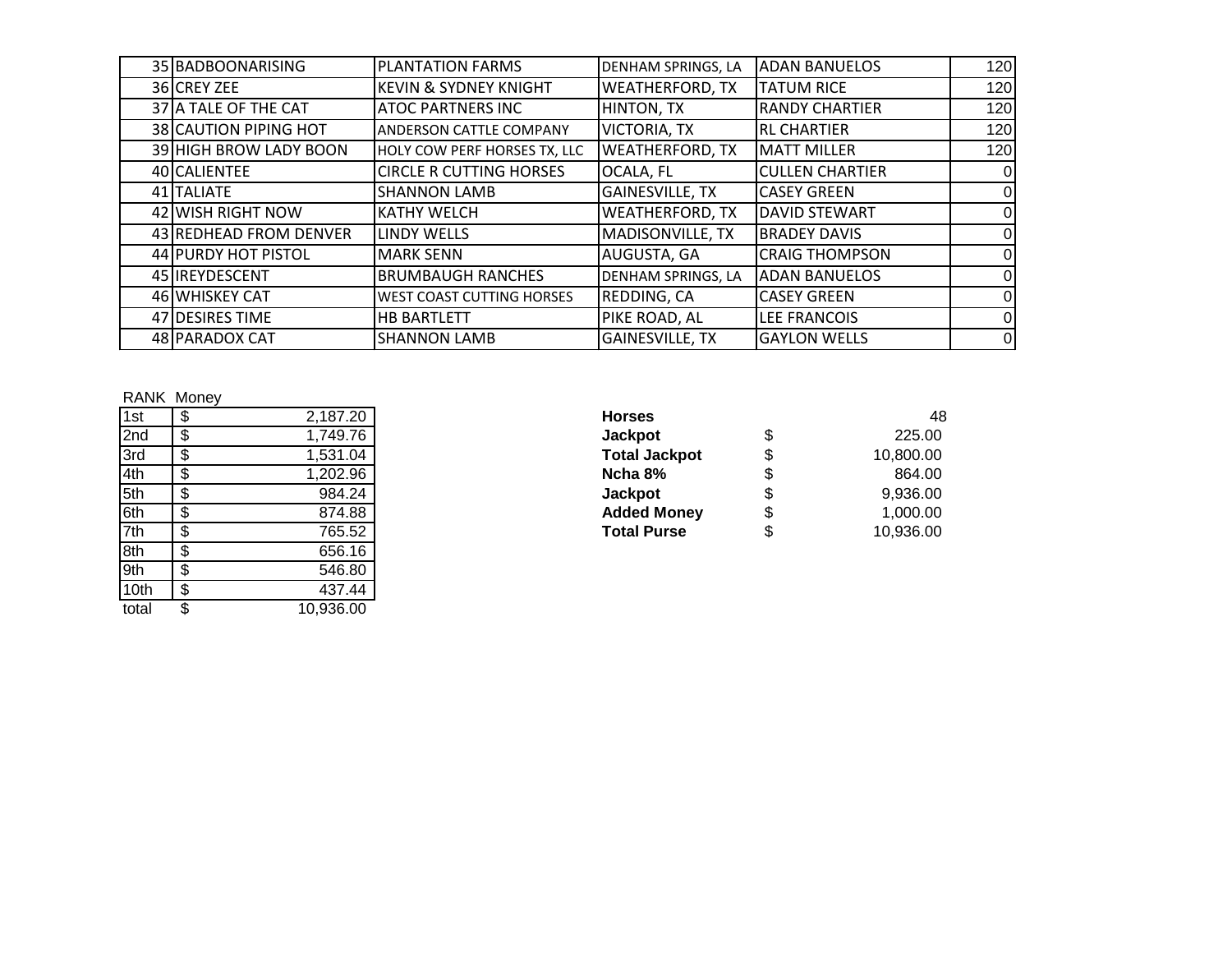| | | | | | |
|---|---|---|---|---|---|
| 35 | BADBOONARISING | PLANTATION FARMS | DENHAM SPRINGS, LA | ADAN BANUELOS | 120 |
| 36 | CREY ZEE | KEVIN & SYDNEY KNIGHT | WEATHERFORD, TX | TATUM RICE | 120 |
| 37 | A TALE OF THE CAT | ATOC PARTNERS INC | HINTON, TX | RANDY CHARTIER | 120 |
| 38 | CAUTION PIPING HOT | ANDERSON CATTLE COMPANY | VICTORIA, TX | RL CHARTIER | 120 |
| 39 | HIGH BROW LADY BOON | HOLY COW PERF HORSES TX, LLC | WEATHERFORD, TX | MATT MILLER | 120 |
| 40 | CALIENTEE | CIRCLE R CUTTING HORSES | OCALA, FL | CULLEN CHARTIER | 0 |
| 41 | TALIATE | SHANNON LAMB | GAINESVILLE, TX | CASEY GREEN | 0 |
| 42 | WISH RIGHT NOW | KATHY WELCH | WEATHERFORD, TX | DAVID STEWART | 0 |
| 43 | REDHEAD FROM DENVER | LINDY WELLS | MADISONVILLE, TX | BRADEY DAVIS | 0 |
| 44 | PURDY HOT PISTOL | MARK SENN | AUGUSTA, GA | CRAIG THOMPSON | 0 |
| 45 | IREYDESCENT | BRUMBAUGH RANCHES | DENHAM SPRINGS, LA | ADAN BANUELOS | 0 |
| 46 | WHISKEY CAT | WEST COAST CUTTING HORSES | REDDING, CA | CASEY GREEN | 0 |
| 47 | DESIRES TIME | HB BARTLETT | PIKE ROAD, AL | LEE FRANCOIS | 0 |
| 48 | PARADOX CAT | SHANNON LAMB | GAINESVILLE, TX | GAYLON WELLS | 0 |

| RANK | Money |
|---|---|
| 1st | $ 2,187.20 |
| 2nd | $ 1,749.76 |
| 3rd | $ 1,531.04 |
| 4th | $ 1,202.96 |
| 5th | $ 984.24 |
| 6th | $ 874.88 |
| 7th | $ 765.52 |
| 8th | $ 656.16 |
| 9th | $ 546.80 |
| 10th | $ 437.44 |
| total | $ 10,936.00 |

| | |
|---|---|
| **Horses** | 48 |
| **Jackpot** | $ 225.00 |
| **Total Jackpot** | $ 10,800.00 |
| **Ncha 8%** | $ 864.00 |
| **Jackpot** | $ 9,936.00 |
| **Added Money** | $ 1,000.00 |
| **Total Purse** | $ 10,936.00 |